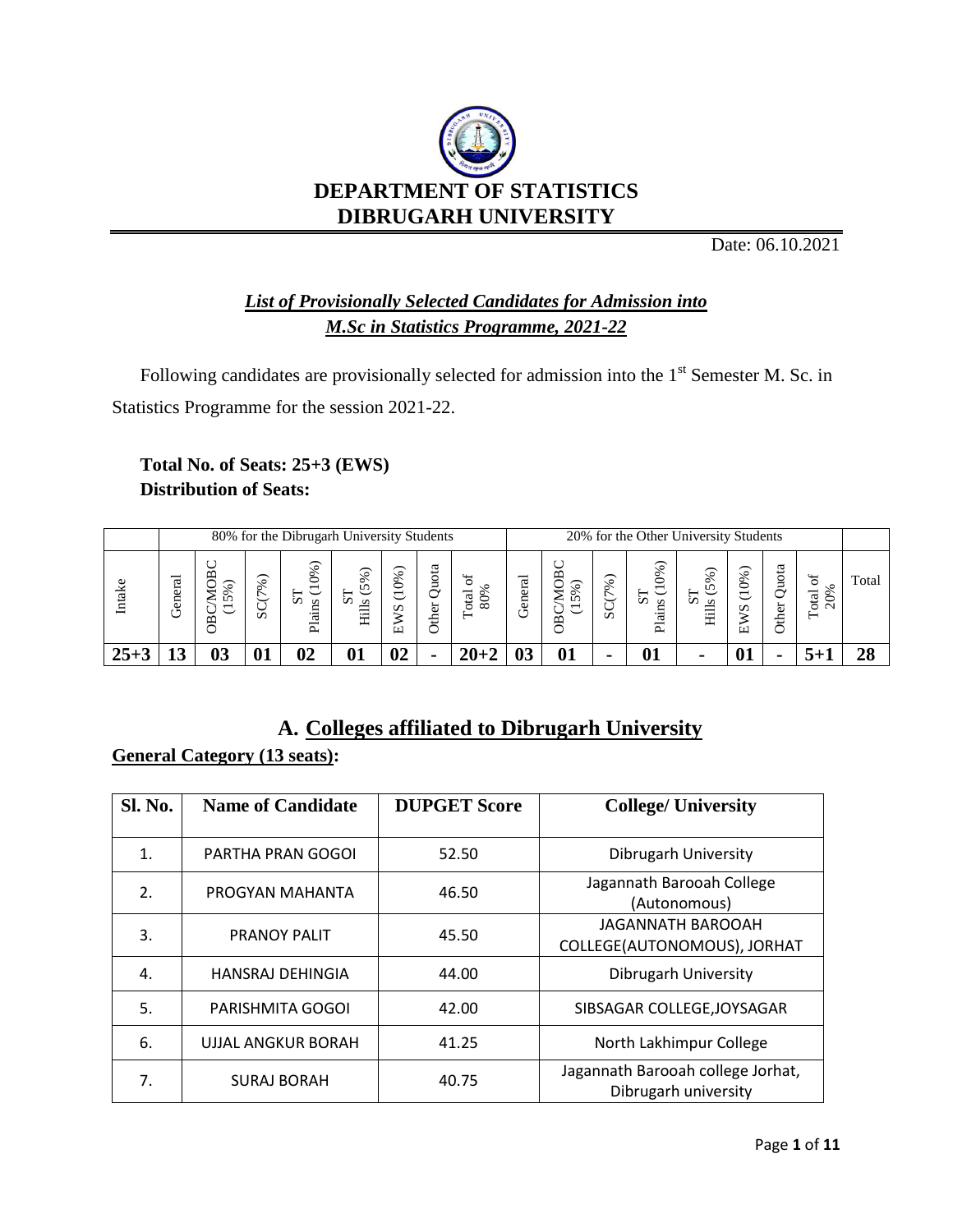# DEPARTMENT OF STATISTICS
# DIBRUGARH UNIVERSITY

Date: 06.10.2021

## *List of Provisionally Selected Candidates for Admission into M.Sc in Statistics Programme, 2021-22*

Following candidates are provisionally selected for admission into the 1st Semester M. Sc. in Statistics Programme for the session 2021-22.

**Total No. of Seats: 25+3 (EWS)**
**Distribution of Seats:**

| | 80% for the Dibrugarh University Students | | | | | | | | 20% for the Other University Students | | | | | | | | |
|---|---|---|---|---|---|---|---|---|---|---|---|---|---|---|---|---|---|
| Intake | General | OBC/MOBC (15%) | SC(7%) | ST Plains (10%) | ST Hills (5%) | EWS (10%) | Other Quota | Total of 80% | General | OBC/MOBC (15%) | SC(7%) | ST Plains (10%) | ST Hills (5%) | EWS (10%) | Other Quota | Total of 20% | Total |
| **25+3** | **13** | **03** | **01** | **02** | **01** | **02** | **-** | **20+2** | **03** | **01** | **-** | **01** | **-** | **01** | **-** | **5+1** | **28** |

## A. Colleges affiliated to Dibrugarh University

**General Category (13 seats):**

| Sl. No. | Name of Candidate | DUPGET Score | College/ University |
|---|---|---|---|
| 1. | PARTHA PRAN GOGOI | 52.50 | Dibrugarh University |
| 2. | PROGYAN MAHANTA | 46.50 | Jagannath Barooah College (Autonomous) |
| 3. | PRANOY PALIT | 45.50 | JAGANNATH BAROOAH COLLEGE(AUTONOMOUS), JORHAT |
| 4. | HANSRAJ DEHINGIA | 44.00 | Dibrugarh University |
| 5. | PARISHMITA GOGOI | 42.00 | SIBSAGAR COLLEGE,JOYSAGAR |
| 6. | UJJAL ANGKUR BORAH | 41.25 | North Lakhimpur College |
| 7. | SURAJ BORAH | 40.75 | Jagannath Barooah college Jorhat, Dibrugarh university |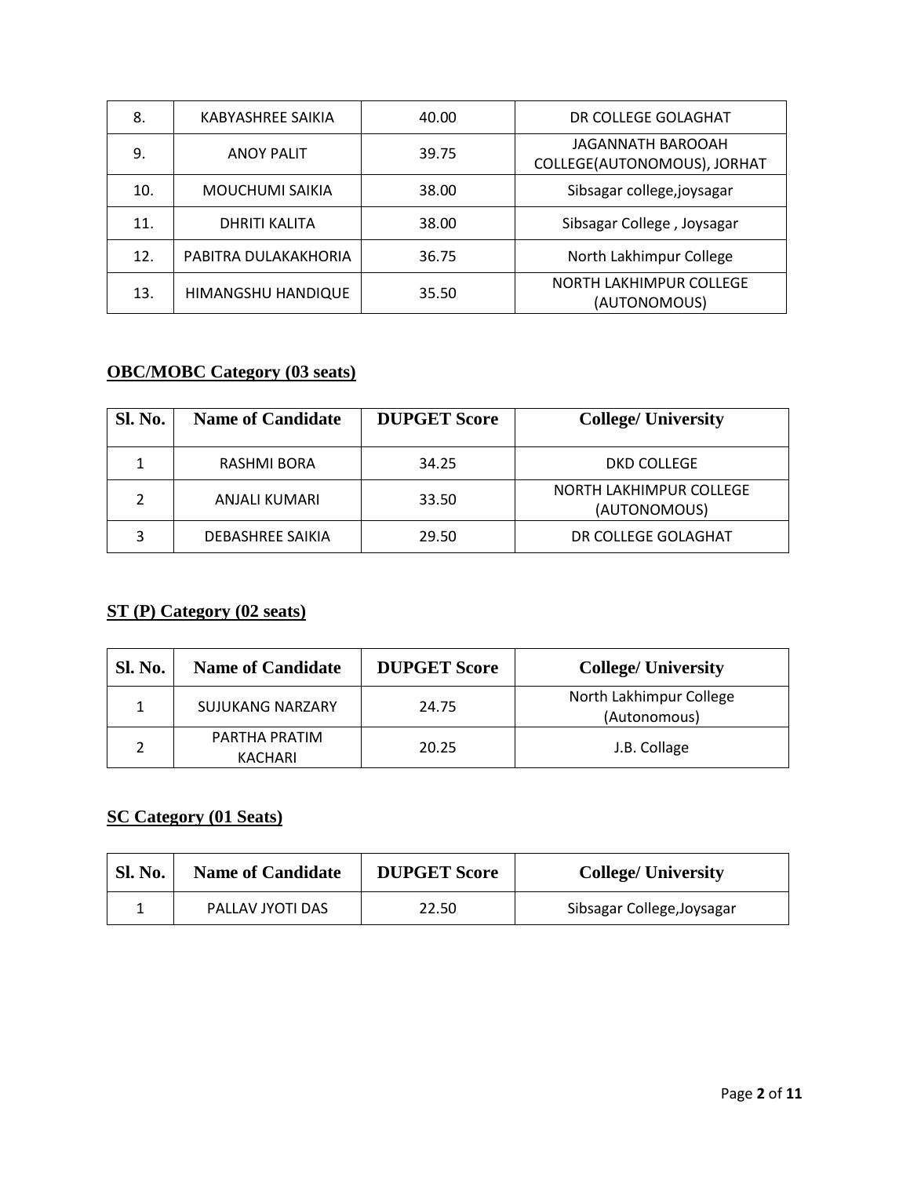| 8. | KABYASHREE SAIKIA | 40.00 | DR COLLEGE GOLAGHAT |
|---|---|---|---|
| 9. | ANOY PALIT | 39.75 | JAGANNATH BAROOAH COLLEGE(AUTONOMOUS), JORHAT |
| 10. | MOUCHUMI SAIKIA | 38.00 | Sibsagar college,joysagar |
| 11. | DHRITI KALITA | 38.00 | Sibsagar College , Joysagar |
| 12. | PABITRA DULAKAKHORIA | 36.75 | North Lakhimpur College |
| 13. | HIMANGSHU HANDIQUE | 35.50 | NORTH LAKHIMPUR COLLEGE (AUTONOMOUS) |

## OBC/MOBC Category (03 seats)

| Sl. No. | Name of Candidate | DUPGET Score | College/ University |
|---|---|---|---|
| 1 | RASHMI BORA | 34.25 | DKD COLLEGE |
| 2 | ANJALI KUMARI | 33.50 | NORTH LAKHIMPUR COLLEGE (AUTONOMOUS) |
| 3 | DEBASHREE SAIKIA | 29.50 | DR COLLEGE GOLAGHAT |

## ST (P) Category (02 seats)

| Sl. No. | Name of Candidate | DUPGET Score | College/ University |
|---|---|---|---|
| 1 | SUJUKANG NARZARY | 24.75 | North Lakhimpur College (Autonomous) |
| 2 | PARTHA PRATIM KACHARI | 20.25 | J.B. Collage |

## SC Category (01 Seats)

| Sl. No. | Name of Candidate | DUPGET Score | College/ University |
|---|---|---|---|
| 1 | PALLAV JYOTI DAS | 22.50 | Sibsagar College,Joysagar |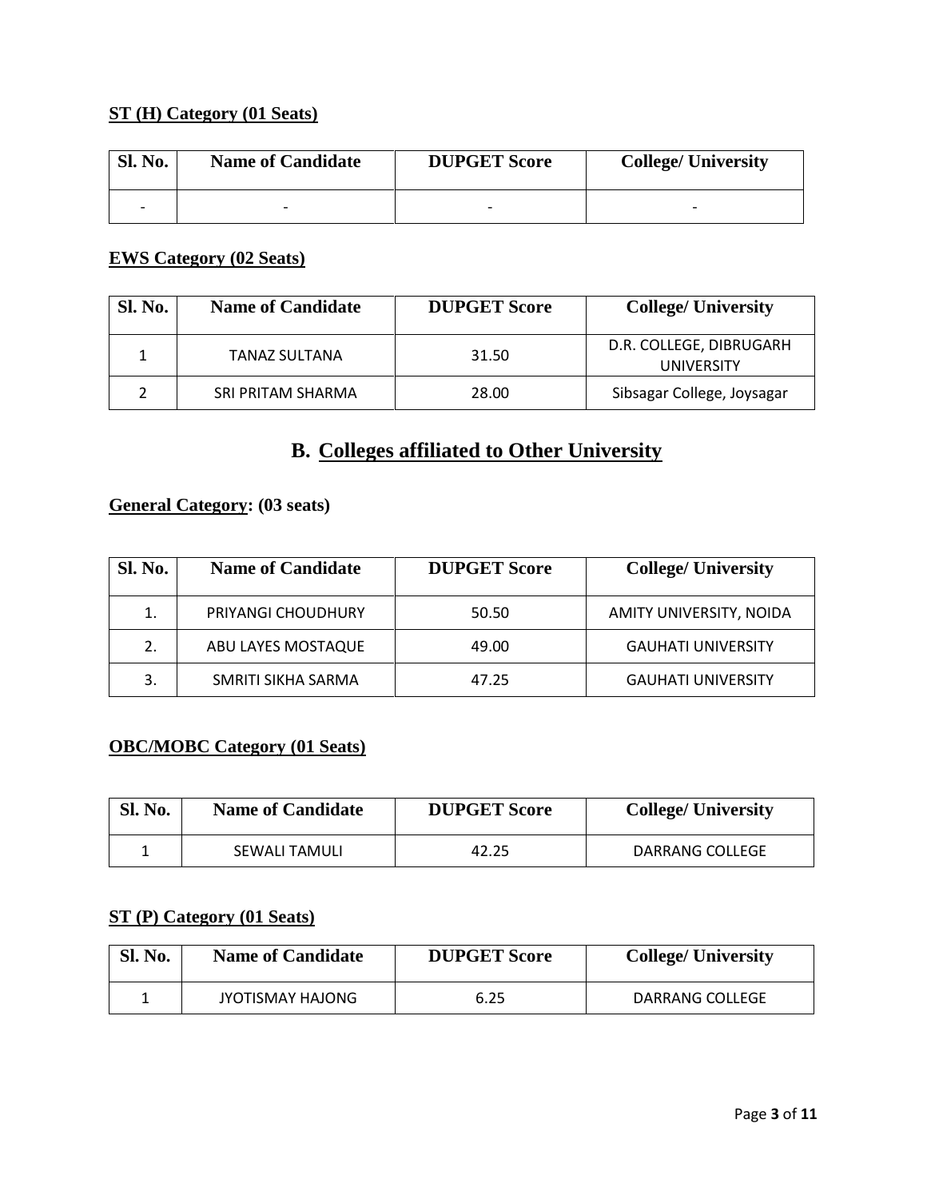**ST (H) Category (01 Seats)**

| Sl. No. | Name of Candidate | DUPGET Score | College/ University |
|---|---|---|---|
| - | - | - | - |

**EWS Category (02 Seats)**

| Sl. No. | Name of Candidate | DUPGET Score | College/ University |
|---|---|---|---|
| 1 | TANAZ SULTANA | 31.50 | D.R. COLLEGE, DIBRUGARH UNIVERSITY |
| 2 | SRI PRITAM SHARMA | 28.00 | Sibsagar College, Joysagar |

## B. Colleges affiliated to Other University

**General Category: (03 seats)**

| Sl. No. | Name of Candidate | DUPGET Score | College/ University |
|---|---|---|---|
| 1. | PRIYANGI CHOUDHURY | 50.50 | AMITY UNIVERSITY, NOIDA |
| 2. | ABU LAYES MOSTAQUE | 49.00 | GAUHATI UNIVERSITY |
| 3. | SMRITI SIKHA SARMA | 47.25 | GAUHATI UNIVERSITY |

**OBC/MOBC Category (01 Seats)**

| Sl. No. | Name of Candidate | DUPGET Score | College/ University |
|---|---|---|---|
| 1 | SEWALI TAMULI | 42.25 | DARRANG COLLEGE |

**ST (P) Category (01 Seats)**

| Sl. No. | Name of Candidate | DUPGET Score | College/ University |
|---|---|---|---|
| 1 | JYOTISMAY HAJONG | 6.25 | DARRANG COLLEGE |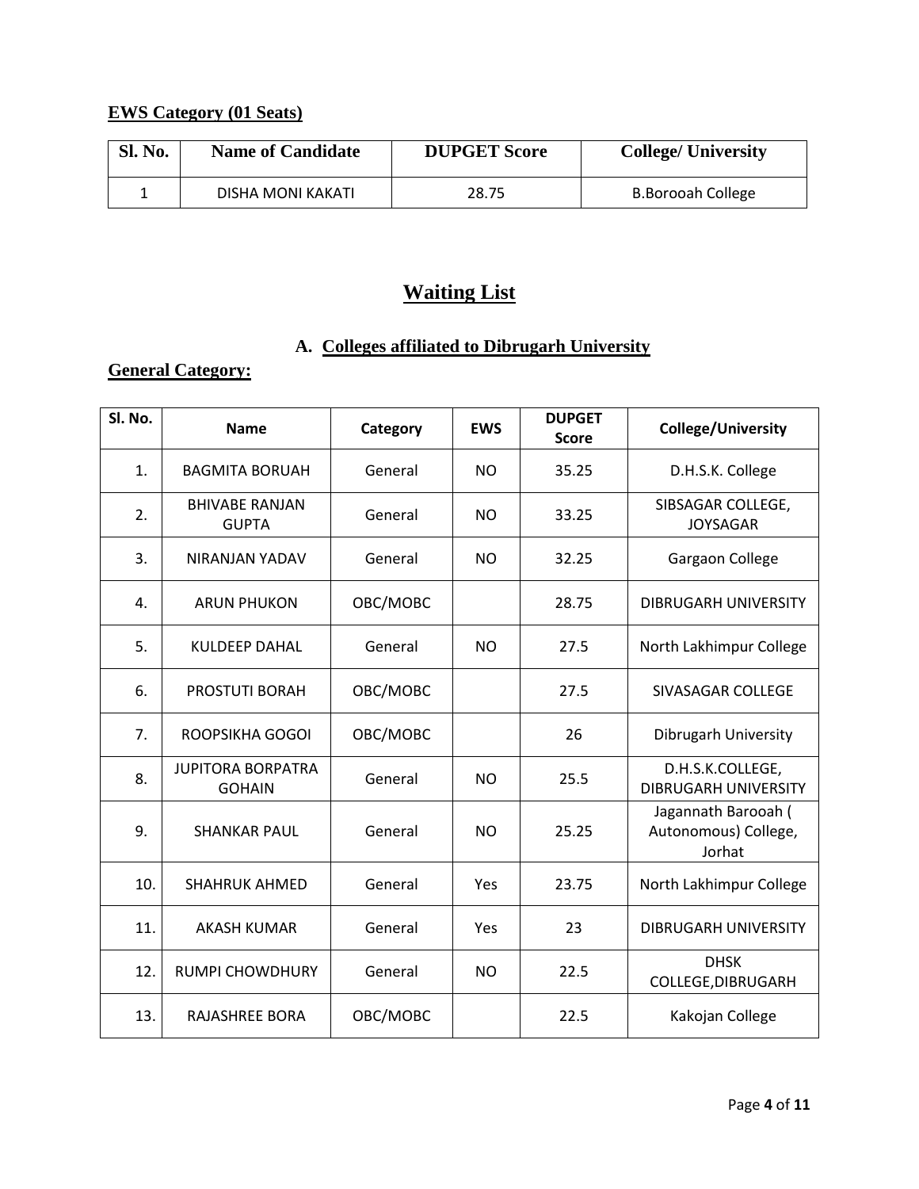**EWS Category (01 Seats)**

| Sl. No. | Name of Candidate | DUPGET Score | College/ University |
|---|---|---|---|
| 1 | DISHA MONI KAKATI | 28.75 | B.Borooah College |

# Waiting List

## A. Colleges affiliated to Dibrugarh University

**General Category:**

| Sl. No. | Name | Category | EWS | DUPGET Score | College/University |
|---|---|---|---|---|---|
| 1. | BAGMITA BORUAH | General | NO | 35.25 | D.H.S.K. College |
| 2. | BHIVABE RANJAN GUPTA | General | NO | 33.25 | SIBSAGAR COLLEGE, JOYSAGAR |
| 3. | NIRANJAN YADAV | General | NO | 32.25 | Gargaon College |
| 4. | ARUN PHUKON | OBC/MOBC | | 28.75 | DIBRUGARH UNIVERSITY |
| 5. | KULDEEP DAHAL | General | NO | 27.5 | North Lakhimpur College |
| 6. | PROSTUTI BORAH | OBC/MOBC | | 27.5 | SIVASAGAR COLLEGE |
| 7. | ROOPSIKHA GOGOI | OBC/MOBC | | 26 | Dibrugarh University |
| 8. | JUPITORA BORPATRA GOHAIN | General | NO | 25.5 | D.H.S.K.COLLEGE, DIBRUGARH UNIVERSITY |
| 9. | SHANKAR PAUL | General | NO | 25.25 | Jagannath Barooah ( Autonomous) College, Jorhat |
| 10. | SHAHRUK AHMED | General | Yes | 23.75 | North Lakhimpur College |
| 11. | AKASH KUMAR | General | Yes | 23 | DIBRUGARH UNIVERSITY |
| 12. | RUMPI CHOWDHURY | General | NO | 22.5 | DHSK COLLEGE,DIBRUGARH |
| 13. | RAJASHREE BORA | OBC/MOBC | | 22.5 | Kakojan College |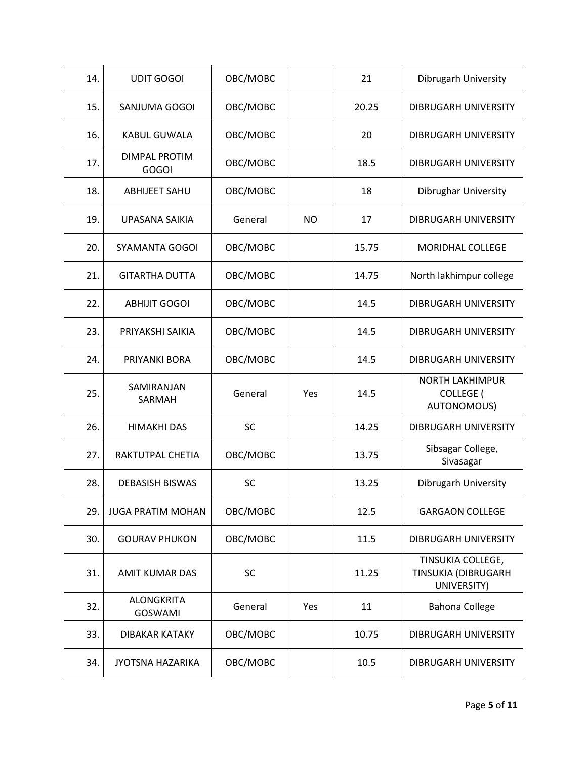| | | | | | |
|---|---|---|---|---|---|
| 14. | UDIT GOGOI | OBC/MOBC | | 21 | Dibrugarh University |
| 15. | SANJUMA GOGOI | OBC/MOBC | | 20.25 | DIBRUGARH UNIVERSITY |
| 16. | KABUL GUWALA | OBC/MOBC | | 20 | DIBRUGARH UNIVERSITY |
| 17. | DIMPAL PROTIM GOGOI | OBC/MOBC | | 18.5 | DIBRUGARH UNIVERSITY |
| 18. | ABHIJEET SAHU | OBC/MOBC | | 18 | Dibrughar University |
| 19. | UPASANA SAIKIA | General | NO | 17 | DIBRUGARH UNIVERSITY |
| 20. | SYAMANTA GOGOI | OBC/MOBC | | 15.75 | MORIDHAL COLLEGE |
| 21. | GITARTHA DUTTA | OBC/MOBC | | 14.75 | North lakhimpur college |
| 22. | ABHIJIT GOGOI | OBC/MOBC | | 14.5 | DIBRUGARH UNIVERSITY |
| 23. | PRIYAKSHI SAIKIA | OBC/MOBC | | 14.5 | DIBRUGARH UNIVERSITY |
| 24. | PRIYANKI BORA | OBC/MOBC | | 14.5 | DIBRUGARH UNIVERSITY |
| 25. | SAMIRANJAN SARMAH | General | Yes | 14.5 | NORTH LAKHIMPUR COLLEGE ( AUTONOMOUS) |
| 26. | HIMAKHI DAS | SC | | 14.25 | DIBRUGARH UNIVERSITY |
| 27. | RAKTUTPAL CHETIA | OBC/MOBC | | 13.75 | Sibsagar College, Sivasagar |
| 28. | DEBASISH BISWAS | SC | | 13.25 | Dibrugarh University |
| 29. | JUGA PRATIM MOHAN | OBC/MOBC | | 12.5 | GARGAON COLLEGE |
| 30. | GOURAV PHUKON | OBC/MOBC | | 11.5 | DIBRUGARH UNIVERSITY |
| 31. | AMIT KUMAR DAS | SC | | 11.25 | TINSUKIA COLLEGE, TINSUKIA (DIBRUGARH UNIVERSITY) |
| 32. | ALONGKRITA GOSWAMI | General | Yes | 11 | Bahona College |
| 33. | DIBAKAR KATAKY | OBC/MOBC | | 10.75 | DIBRUGARH UNIVERSITY |
| 34. | JYOTSNA HAZARIKA | OBC/MOBC | | 10.5 | DIBRUGARH UNIVERSITY |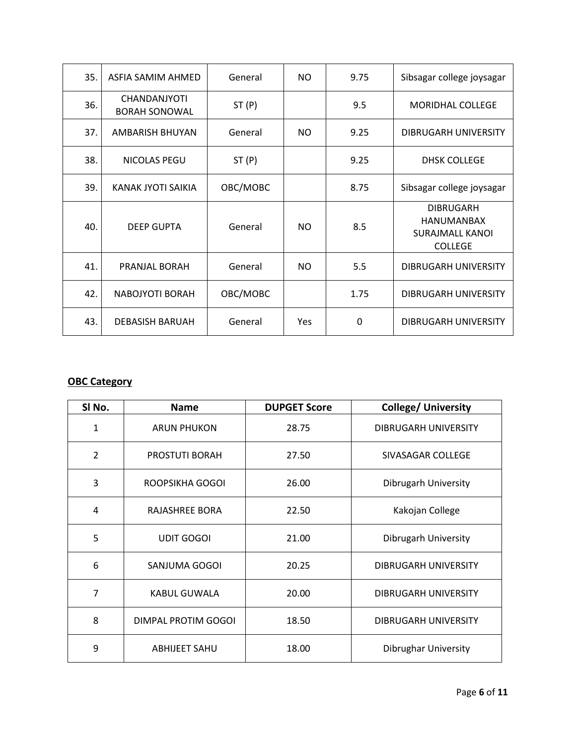| | | | | | |
|---|---|---|---|---|---|
| 35. | ASFIA SAMIM AHMED | General | NO | 9.75 | Sibsagar college joysagar |
| 36. | CHANDANJYOTI BORAH SONOWAL | ST (P) | | 9.5 | MORIDHAL COLLEGE |
| 37. | AMBARISH BHUYAN | General | NO | 9.25 | DIBRUGARH UNIVERSITY |
| 38. | NICOLAS PEGU | ST (P) | | 9.25 | DHSK COLLEGE |
| 39. | KANAK JYOTI SAIKIA | OBC/MOBC | | 8.75 | Sibsagar college joysagar |
| 40. | DEEP GUPTA | General | NO | 8.5 | DIBRUGARH HANUMANBAX SURAJMALL KANOI COLLEGE |
| 41. | PRANJAL BORAH | General | NO | 5.5 | DIBRUGARH UNIVERSITY |
| 42. | NABOJYOTI BORAH | OBC/MOBC | | 1.75 | DIBRUGARH UNIVERSITY |
| 43. | DEBASISH BARUAH | General | Yes | 0 | DIBRUGARH UNIVERSITY |

**OBC Category**

| Sl No. | Name | DUPGET Score | College/ University |
|---|---|---|---|
| 1 | ARUN PHUKON | 28.75 | DIBRUGARH UNIVERSITY |
| 2 | PROSTUTI BORAH | 27.50 | SIVASAGAR COLLEGE |
| 3 | ROOPSIKHA GOGOI | 26.00 | Dibrugarh University |
| 4 | RAJASHREE BORA | 22.50 | Kakojan College |
| 5 | UDIT GOGOI | 21.00 | Dibrugarh University |
| 6 | SANJUMA GOGOI | 20.25 | DIBRUGARH UNIVERSITY |
| 7 | KABUL GUWALA | 20.00 | DIBRUGARH UNIVERSITY |
| 8 | DIMPAL PROTIM GOGOI | 18.50 | DIBRUGARH UNIVERSITY |
| 9 | ABHIJEET SAHU | 18.00 | Dibrughar University |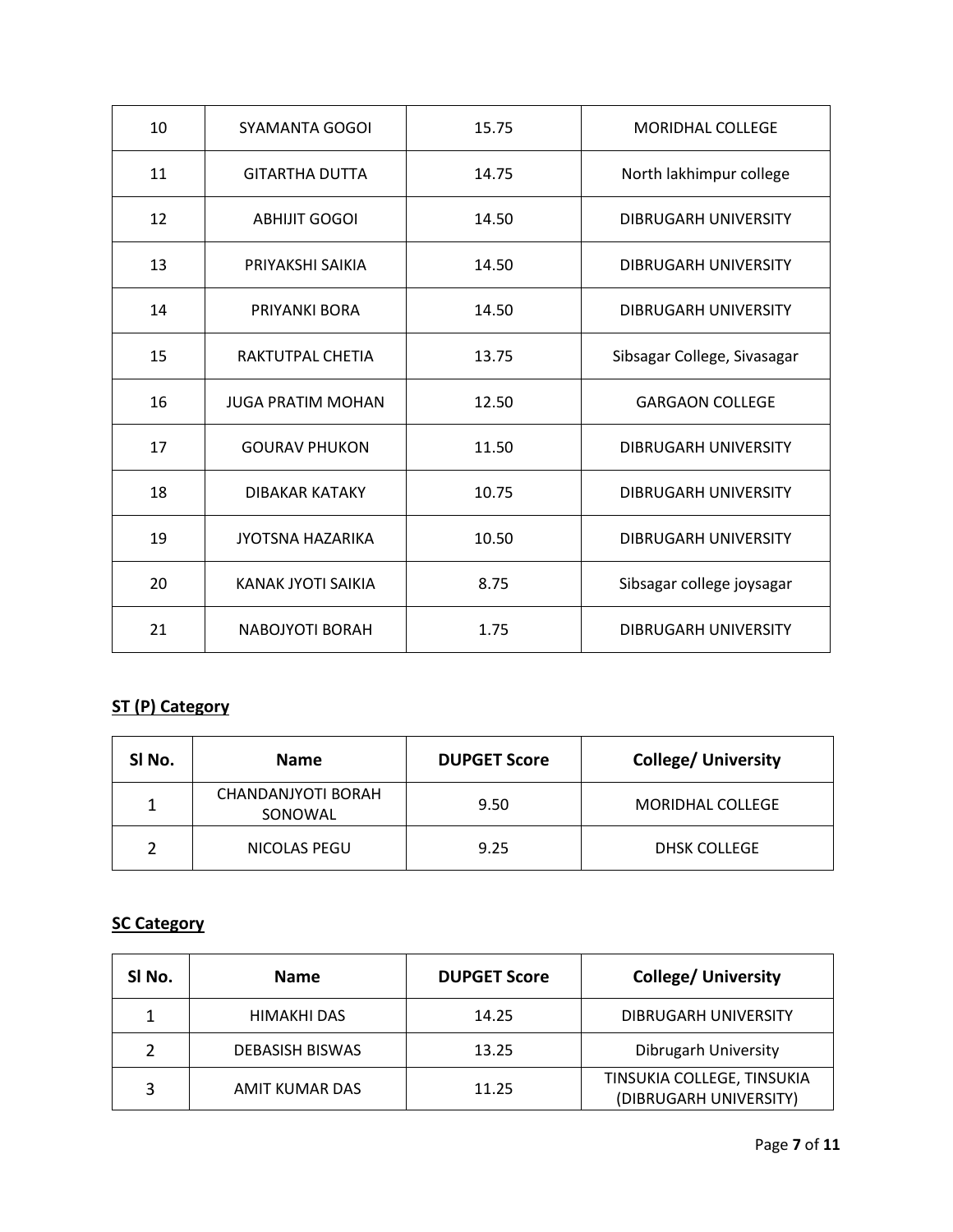| | | | |
|---|---|---|---|
| 10 | SYAMANTA GOGOI | 15.75 | MORIDHAL COLLEGE |
| 11 | GITARTHA DUTTA | 14.75 | North lakhimpur college |
| 12 | ABHIJIT GOGOI | 14.50 | DIBRUGARH UNIVERSITY |
| 13 | PRIYAKSHI SAIKIA | 14.50 | DIBRUGARH UNIVERSITY |
| 14 | PRIYANKI BORA | 14.50 | DIBRUGARH UNIVERSITY |
| 15 | RAKTUTPAL CHETIA | 13.75 | Sibsagar College, Sivasagar |
| 16 | JUGA PRATIM MOHAN | 12.50 | GARGAON COLLEGE |
| 17 | GOURAV PHUKON | 11.50 | DIBRUGARH UNIVERSITY |
| 18 | DIBAKAR KATAKY | 10.75 | DIBRUGARH UNIVERSITY |
| 19 | JYOTSNA HAZARIKA | 10.50 | DIBRUGARH UNIVERSITY |
| 20 | KANAK JYOTI SAIKIA | 8.75 | Sibsagar college joysagar |
| 21 | NABOJYOTI BORAH | 1.75 | DIBRUGARH UNIVERSITY |

**ST (P) Category**

| Sl No. | Name | DUPGET Score | College/ University |
|---|---|---|---|
| 1 | CHANDANJYOTI BORAH SONOWAL | 9.50 | MORIDHAL COLLEGE |
| 2 | NICOLAS PEGU | 9.25 | DHSK COLLEGE |

**SC Category**

| Sl No. | Name | DUPGET Score | College/ University |
|---|---|---|---|
| 1 | HIMAKHI DAS | 14.25 | DIBRUGARH UNIVERSITY |
| 2 | DEBASISH BISWAS | 13.25 | Dibrugarh University |
| 3 | AMIT KUMAR DAS | 11.25 | TINSUKIA COLLEGE, TINSUKIA (DIBRUGARH UNIVERSITY) |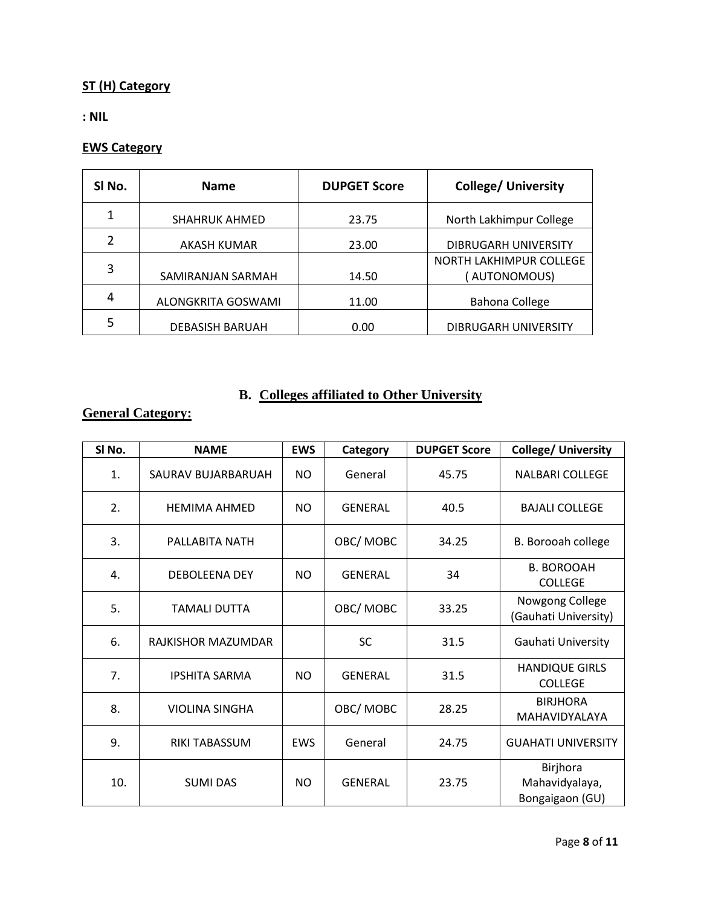**ST (H) Category**

**: NIL**

**EWS Category**

| Sl No. | Name | DUPGET Score | College/ University |
|---|---|---|---|
| 1 | SHAHRUK AHMED | 23.75 | North Lakhimpur College |
| 2 | AKASH KUMAR | 23.00 | DIBRUGARH UNIVERSITY |
| 3 | SAMIRANJAN SARMAH | 14.50 | NORTH LAKHIMPUR COLLEGE ( AUTONOMOUS) |
| 4 | ALONGKRITA GOSWAMI | 11.00 | Bahona College |
| 5 | DEBASISH BARUAH | 0.00 | DIBRUGARH UNIVERSITY |

## B. Colleges affiliated to Other University

**General Category:**

| Sl No. | NAME | EWS | Category | DUPGET Score | College/ University |
|---|---|---|---|---|---|
| 1. | SAURAV BUJARBARUAH | NO | General | 45.75 | NALBARI COLLEGE |
| 2. | HEMIMA AHMED | NO | GENERAL | 40.5 | BAJALI COLLEGE |
| 3. | PALLABITA NATH | | OBC/ MOBC | 34.25 | B. Borooah college |
| 4. | DEBOLEENA DEY | NO | GENERAL | 34 | B. BOROOAH COLLEGE |
| 5. | TAMALI DUTTA | | OBC/ MOBC | 33.25 | Nowgong College (Gauhati University) |
| 6. | RAJKISHOR MAZUMDAR | | SC | 31.5 | Gauhati University |
| 7. | IPSHITA SARMA | NO | GENERAL | 31.5 | HANDIQUE GIRLS COLLEGE |
| 8. | VIOLINA SINGHA | | OBC/ MOBC | 28.25 | BIRJHORA MAHAVIDYALAYA |
| 9. | RIKI TABASSUM | EWS | General | 24.75 | GUAHATI UNIVERSITY |
| 10. | SUMI DAS | NO | GENERAL | 23.75 | Birjhora Mahavidyalaya, Bongaigaon (GU) |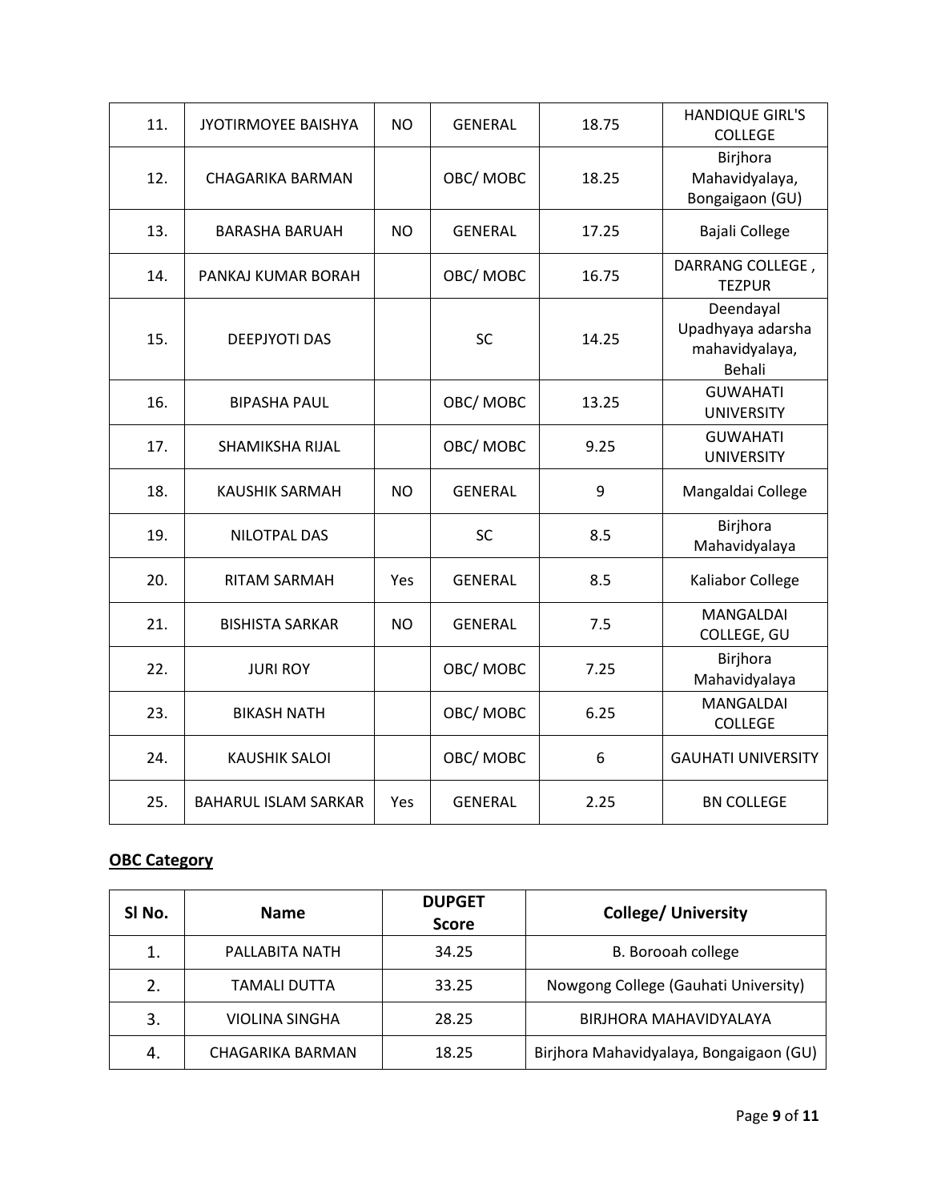| | | | | | |
|---|---|---|---|---|---|
| 11. | JYOTIRMOYEE BAISHYA | NO | GENERAL | 18.75 | HANDIQUE GIRL'S COLLEGE |
| 12. | CHAGARIKA BARMAN | | OBC/ MOBC | 18.25 | Birjhora Mahavidyalaya, Bongaigaon (GU) |
| 13. | BARASHA BARUAH | NO | GENERAL | 17.25 | Bajali College |
| 14. | PANKAJ KUMAR BORAH | | OBC/ MOBC | 16.75 | DARRANG COLLEGE , TEZPUR |
| 15. | DEEPJYOTI DAS | | SC | 14.25 | Deendayal Upadhyaya adarsha mahavidyalaya, Behali |
| 16. | BIPASHA PAUL | | OBC/ MOBC | 13.25 | GUWAHATI UNIVERSITY |
| 17. | SHAMIKSHA RIJAL | | OBC/ MOBC | 9.25 | GUWAHATI UNIVERSITY |
| 18. | KAUSHIK SARMAH | NO | GENERAL | 9 | Mangaldai College |
| 19. | NILOTPAL DAS | | SC | 8.5 | Birjhora Mahavidyalaya |
| 20. | RITAM SARMAH | Yes | GENERAL | 8.5 | Kaliabor College |
| 21. | BISHISTA SARKAR | NO | GENERAL | 7.5 | MANGALDAI COLLEGE, GU |
| 22. | JURI ROY | | OBC/ MOBC | 7.25 | Birjhora Mahavidyalaya |
| 23. | BIKASH NATH | | OBC/ MOBC | 6.25 | MANGALDAI COLLEGE |
| 24. | KAUSHIK SALOI | | OBC/ MOBC | 6 | GAUHATI UNIVERSITY |
| 25. | BAHARUL ISLAM SARKAR | Yes | GENERAL | 2.25 | BN COLLEGE |

**OBC Category**

| Sl No. | Name | DUPGET Score | College/ University |
|---|---|---|---|
| 1. | PALLABITA NATH | 34.25 | B. Borooah college |
| 2. | TAMALI DUTTA | 33.25 | Nowgong College (Gauhati University) |
| 3. | VIOLINA SINGHA | 28.25 | BIRJHORA MAHAVIDYALAYA |
| 4. | CHAGARIKA BARMAN | 18.25 | Birjhora Mahavidyalaya, Bongaigaon (GU) |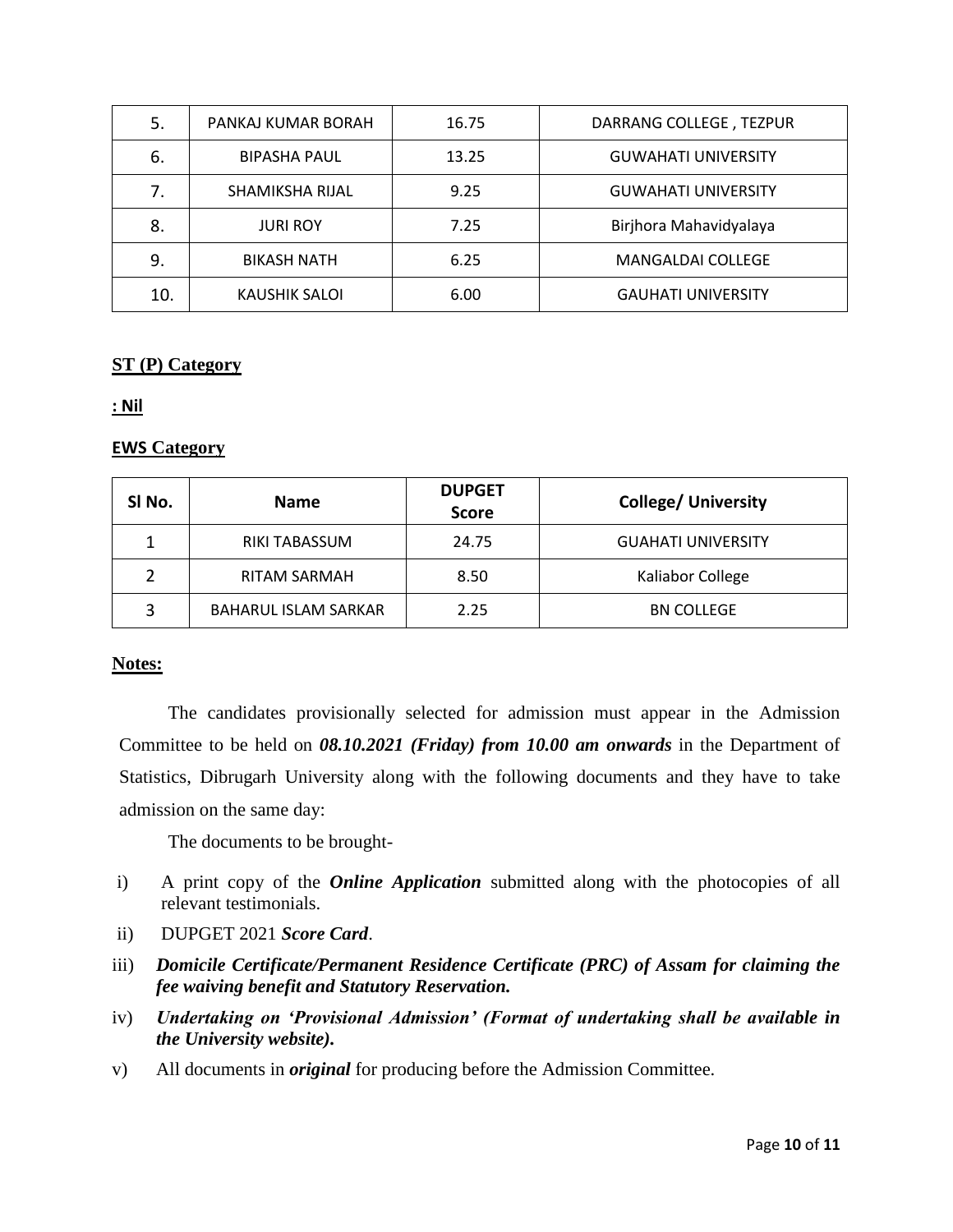| 5. | PANKAJ KUMAR BORAH | 16.75 | DARRANG COLLEGE , TEZPUR |
|---|---|---|---|
| 6. | BIPASHA PAUL | 13.25 | GUWAHATI UNIVERSITY |
| 7. | SHAMIKSHA RIJAL | 9.25 | GUWAHATI UNIVERSITY |
| 8. | JURI ROY | 7.25 | Birjhora Mahavidyalaya |
| 9. | BIKASH NATH | 6.25 | MANGALDAI COLLEGE |
| 10. | KAUSHIK SALOI | 6.00 | GAUHATI UNIVERSITY |

**ST (P) Category**

**: Nil**

**EWS Category**

| Sl No. | Name | DUPGET Score | College/ University |
|---|---|---|---|
| 1 | RIKI TABASSUM | 24.75 | GUAHATI UNIVERSITY |
| 2 | RITAM SARMAH | 8.50 | Kaliabor College |
| 3 | BAHARUL ISLAM SARKAR | 2.25 | BN COLLEGE |

**Notes:**

The candidates provisionally selected for admission must appear in the Admission Committee to be held on ***08.10.2021 (Friday) from 10.00 am onwards*** in the Department of Statistics, Dibrugarh University along with the following documents and they have to take admission on the same day:

The documents to be brought-

i) A print copy of the ***Online Application*** submitted along with the photocopies of all relevant testimonials.

ii) DUPGET 2021 ***Score Card***.

iii) ***Domicile Certificate/Permanent Residence Certificate (PRC) of Assam for claiming the fee waiving benefit and Statutory Reservation.***

iv) ***Undertaking on 'Provisional Admission' (Format of undertaking shall be available in the University website).***

v) All documents in ***original*** for producing before the Admission Committee.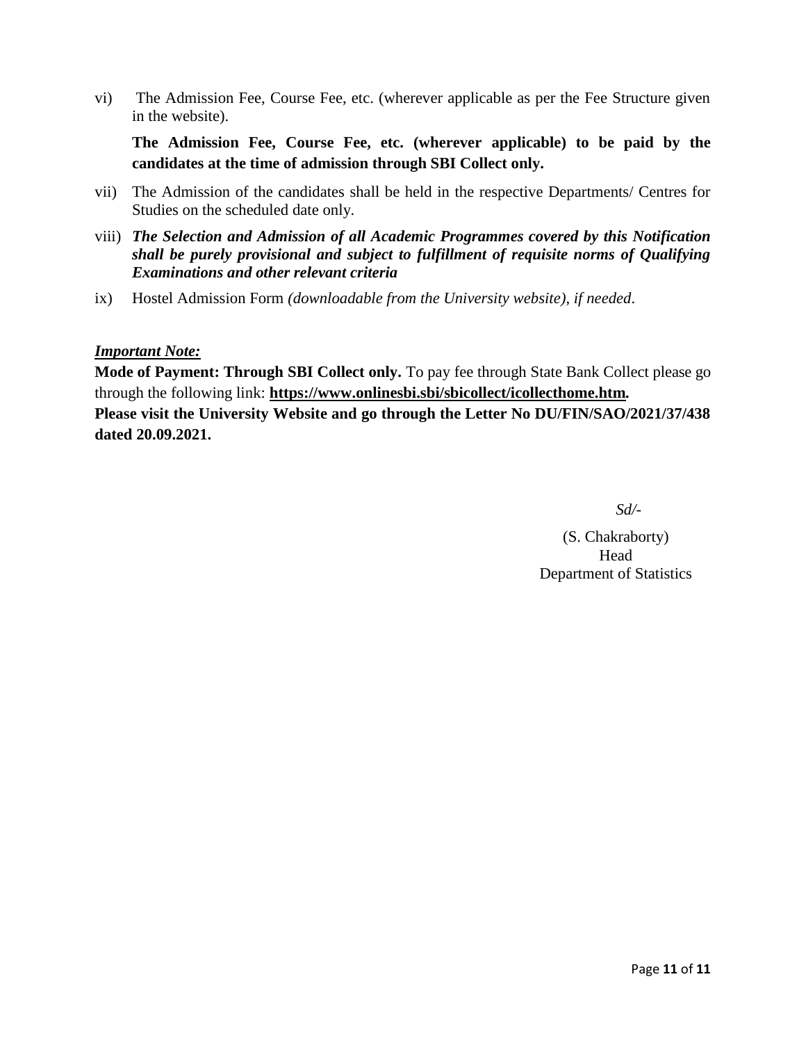vi) The Admission Fee, Course Fee, etc. (wherever applicable as per the Fee Structure given in the website).

**The Admission Fee, Course Fee, etc. (wherever applicable) to be paid by the candidates at the time of admission through SBI Collect only.**

vii) The Admission of the candidates shall be held in the respective Departments/ Centres for Studies on the scheduled date only.

viii) ***The Selection and Admission of all Academic Programmes covered by this Notification shall be purely provisional and subject to fulfillment of requisite norms of Qualifying Examinations and other relevant criteria***

ix) Hostel Admission Form *(downloadable from the University website), if needed*.

***Important Note:***

**Mode of Payment: Through SBI Collect only.** To pay fee through State Bank Collect please go through the following link: **https://www.onlinesbi.sbi/sbicollect/icollecthome.htm.**

**Please visit the University Website and go through the Letter No DU/FIN/SAO/2021/37/438 dated 20.09.2021.**

*Sd/-*

(S. Chakraborty)
Head
Department of Statistics